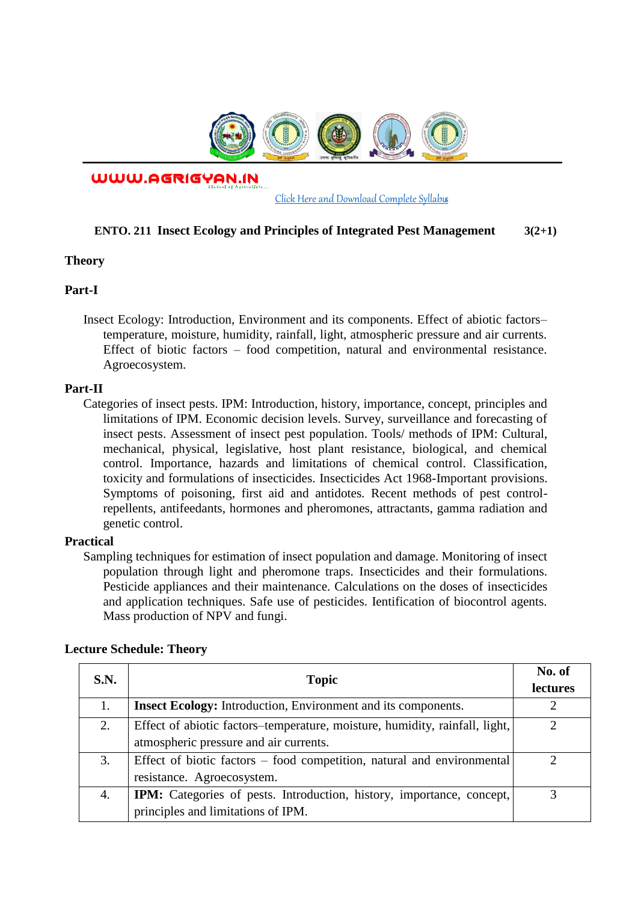WWW.AGRIGYAN.IN

Click Here and Download Complete Syllabus

## ENTO. 211 Insect Ecology and Principles of Integrated Pest Management 3(2+1)

### Theory

### Part-I

Insect Ecology: Introduction, Environment and its components. Effect of abiotic factors–temperature, moisture, humidity, rainfall, light, atmospheric pressure and air currents. Effect of biotic factors – food competition, natural and environmental resistance. Agroecosystem.

### Part-II

Categories of insect pests. IPM: Introduction, history, importance, concept, principles and limitations of IPM. Economic decision levels. Survey, surveillance and forecasting of insect pests. Assessment of insect pest population. Tools/ methods of IPM: Cultural, mechanical, physical, legislative, host plant resistance, biological, and chemical control. Importance, hazards and limitations of chemical control. Classification, toxicity and formulations of insecticides. Insecticides Act 1968-Important provisions. Symptoms of poisoning, first aid and antidotes. Recent methods of pest control- repellents, antifeedants, hormones and pheromones, attractants, gamma radiation and genetic control.

### Practical

Sampling techniques for estimation of insect population and damage. Monitoring of insect population through light and pheromone traps. Insecticides and their formulations. Pesticide appliances and their maintenance. Calculations on the doses of insecticides and application techniques. Safe use of pesticides. Ientification of biocontrol agents. Mass production of NPV and fungi.

### Lecture Schedule: Theory

| S.N. | Topic | No. of lectures |
|---|---|---|
| 1. | **Insect Ecology:** Introduction, Environment and its components. | 2 |
| 2. | Effect of abiotic factors–temperature, moisture, humidity, rainfall, light, atmospheric pressure and air currents. | 2 |
| 3. | Effect of biotic factors – food competition, natural and environmental resistance. Agroecosystem. | 2 |
| 4. | **IPM:** Categories of pests. Introduction, history, importance, concept, principles and limitations of IPM. | 3 |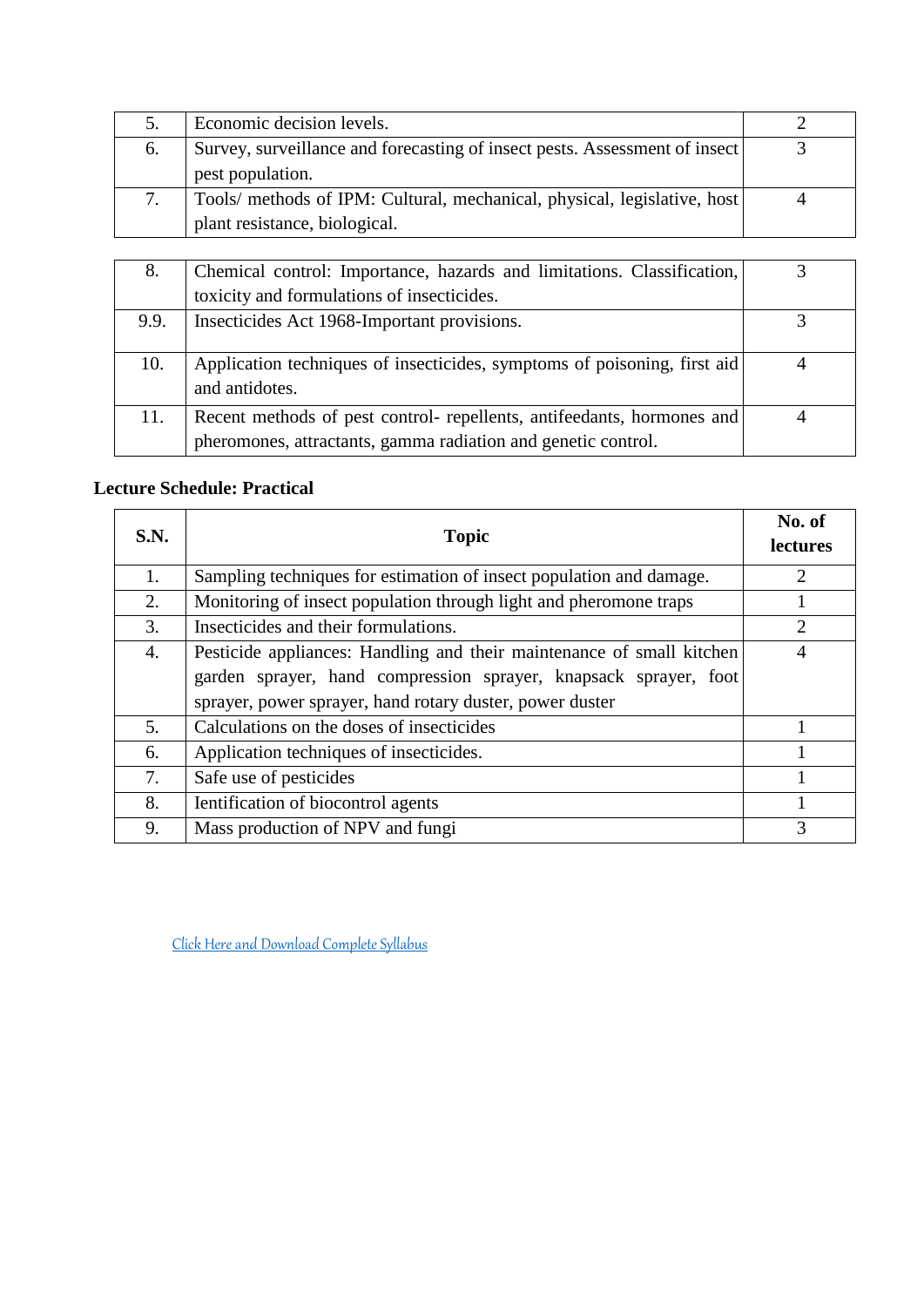| | | |
|---|---|---|
| 5. | Economic decision levels. | 2 |
| 6. | Survey, surveillance and forecasting of insect pests. Assessment of insect pest population. | 3 |
| 7. | Tools/ methods of IPM: Cultural, mechanical, physical, legislative, host plant resistance, biological. | 4 |
| 8. | Chemical control: Importance, hazards and limitations. Classification, toxicity and formulations of insecticides. | 3 |
| 9.9. | Insecticides Act 1968-Important provisions. | 3 |
| 10. | Application techniques of insecticides, symptoms of poisoning, first aid and antidotes. | 4 |
| 11. | Recent methods of pest control- repellents, antifeedants, hormones and pheromones, attractants, gamma radiation and genetic control. | 4 |

**Lecture Schedule: Practical**

| S.N. | Topic | No. of lectures |
|---|---|---|
| 1. | Sampling techniques for estimation of insect population and damage. | 2 |
| 2. | Monitoring of insect population through light and pheromone traps | 1 |
| 3. | Insecticides and their formulations. | 2 |
| 4. | Pesticide appliances: Handling and their maintenance of small kitchen garden sprayer, hand compression sprayer, knapsack sprayer, foot sprayer, power sprayer, hand rotary duster, power duster | 4 |
| 5. | Calculations on the doses of insecticides | 1 |
| 6. | Application techniques of insecticides. | 1 |
| 7. | Safe use of pesticides | 1 |
| 8. | Ientification of biocontrol agents | 1 |
| 9. | Mass production of NPV and fungi | 3 |

Click Here and Download Complete Syllabus